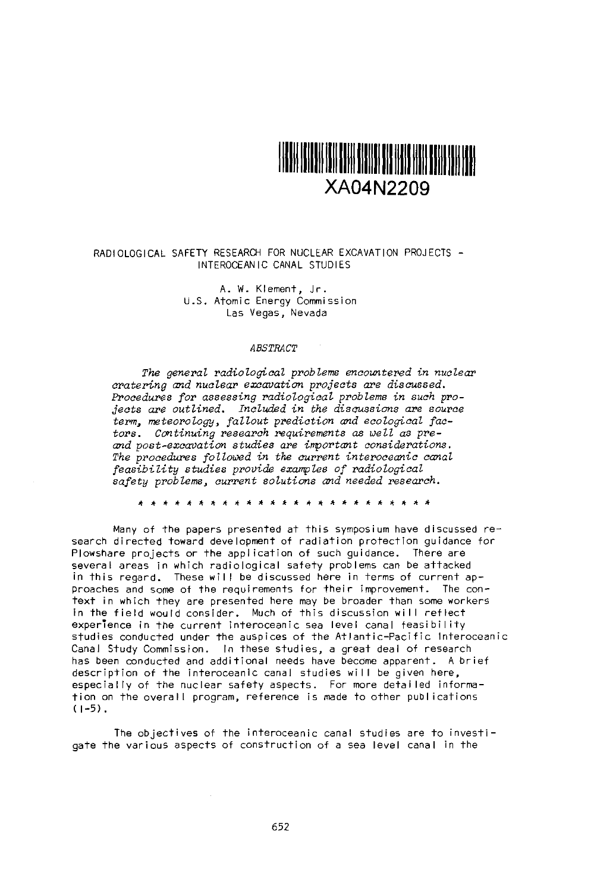XA04N2209

# RADIOLOGICAL SAFETY RESEARCH FOR NUCLEAR EXCAVATION PROJECTS - INTEROCEANIC CANAL STUDIES

A. W. Klement, Jr.
U.S. Atomic Energy Commission
Las Vegas, Nevada

## ABSTRACT

*The general radiological problems encountered in nuclear cratering and nuclear excavation projects are discussed. Procedures for assessing radiological problems in such projects are outlined. Included in the discussions are source term, meteorology, fallout prediction and ecological factors. Continuing research requirements as well as pre- and post-excavation studies are important considerations. The procedures followed in the current interoceanic canal feasibility studies provide examples of radiological safety problems, current solutions and needed research.*

* * * * * * * * * * * * * * * * * * * * * * * * * *

Many of the papers presented at this symposium have discussed research directed toward development of radiation protection guidance for Plowshare projects or the application of such guidance. There are several areas in which radiological safety problems can be attacked in this regard. These will be discussed here in terms of current approaches and some of the requirements for their improvement. The context in which they are presented here may be broader than some workers in the field would consider. Much of this discussion will reflect experience in the current interoceanic sea level canal feasibility studies conducted under the auspices of the Atlantic-Pacific Interoceanic Canal Study Commission. In these studies, a great deal of research has been conducted and additional needs have become apparent. A brief description of the interoceanic canal studies will be given here, especially of the nuclear safety aspects. For more detailed information on the overall program, reference is made to other publications (1-5).

The objectives of the interoceanic canal studies are to investigate the various aspects of construction of a sea level canal in the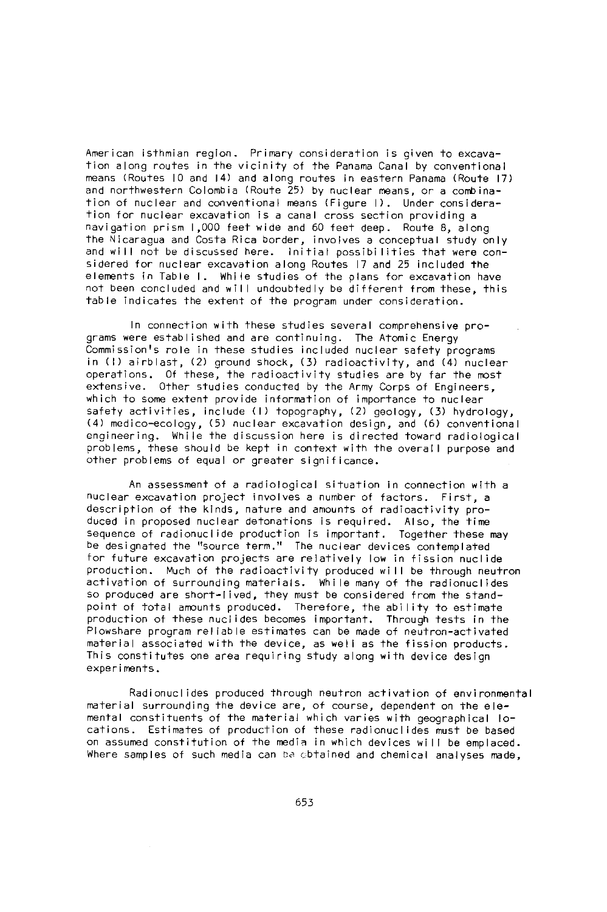American isthmian region. Primary consideration is given to excavation along routes in the vicinity of the Panama Canal by conventional means (Routes 10 and 14) and along routes in eastern Panama (Route 17) and northwestern Colombia (Route 25) by nuclear means, or a combination of nuclear and conventional means (Figure 1). Under consideration for nuclear excavation is a canal cross section providing a navigation prism 1,000 feet wide and 60 feet deep. Route 8, along the Nicaragua and Costa Rica border, involves a conceptual study only and will not be discussed here. Initial possibilities that were considered for nuclear excavation along Routes 17 and 25 included the elements in Table I. While studies of the plans for excavation have not been concluded and will undoubtedly be different from these, this table indicates the extent of the program under consideration.

In connection with these studies several comprehensive programs were established and are continuing. The Atomic Energy Commission's role in these studies included nuclear safety programs in (1) airblast, (2) ground shock, (3) radioactivity, and (4) nuclear operations. Of these, the radioactivity studies are by far the most extensive. Other studies conducted by the Army Corps of Engineers, which to some extent provide information of importance to nuclear safety activities, include (1) topography, (2) geology, (3) hydrology, (4) medico-ecology, (5) nuclear excavation design, and (6) conventional engineering. While the discussion here is directed toward radiological problems, these should be kept in context with the overall purpose and other problems of equal or greater significance.

An assessment of a radiological situation in connection with a nuclear excavation project involves a number of factors. First, a description of the kinds, nature and amounts of radioactivity produced in proposed nuclear detonations is required. Also, the time sequence of radionuclide production is important. Together these may be designated the "source term." The nuclear devices contemplated for future excavation projects are relatively low in fission nuclide production. Much of the radioactivity produced will be through neutron activation of surrounding materials. While many of the radionuclides so produced are short-lived, they must be considered from the standpoint of total amounts produced. Therefore, the ability to estimate production of these nuclides becomes important. Through tests in the Plowshare program reliable estimates can be made of neutron-activated material associated with the device, as well as the fission products. This constitutes one area requiring study along with device design experiments.

Radionuclides produced through neutron activation of environmental material surrounding the device are, of course, dependent on the elemental constituents of the material which varies with geographical locations. Estimates of production of these radionuclides must be based on assumed constitution of the media in which devices will be emplaced. Where samples of such media can be obtained and chemical analyses made,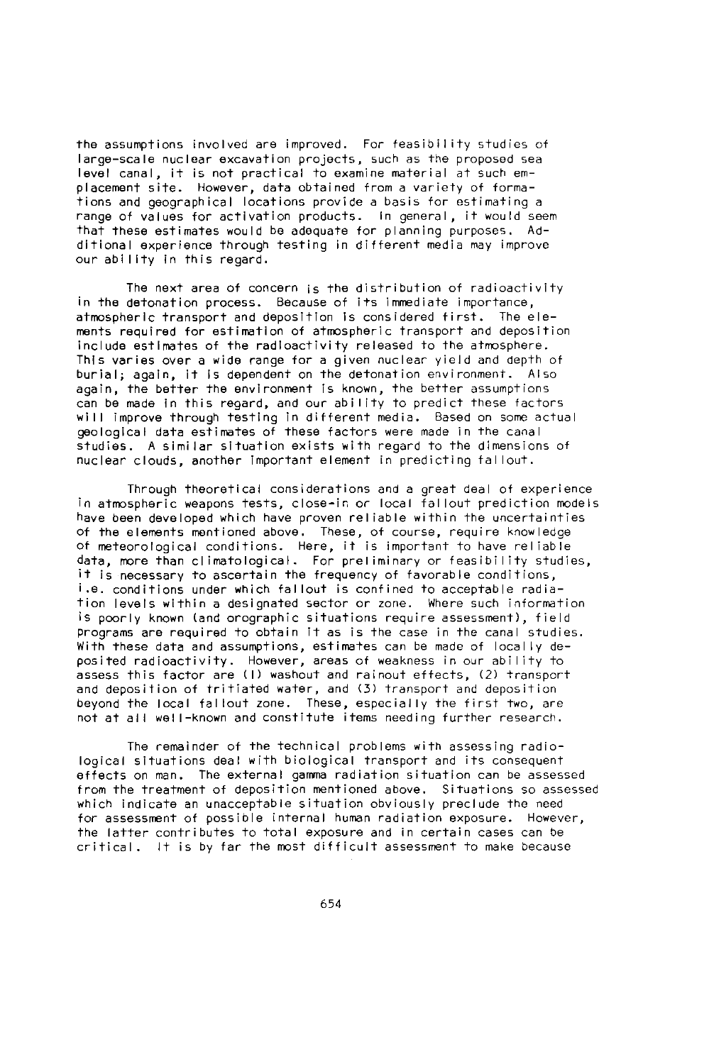the assumptions involved are improved. For feasibility studies of large-scale nuclear excavation projects, such as the proposed sea level canal, it is not practical to examine material at such emplacement site. However, data obtained from a variety of formations and geographical locations provide a basis for estimating a range of values for activation products. In general, it would seem that these estimates would be adequate for planning purposes. Additional experience through testing in different media may improve our ability in this regard.

The next area of concern is the distribution of radioactivity in the detonation process. Because of its immediate importance, atmospheric transport and deposition is considered first. The elements required for estimation of atmospheric transport and deposition include estimates of the radioactivity released to the atmosphere. This varies over a wide range for a given nuclear yield and depth of burial; again, it is dependent on the detonation environment. Also again, the better the environment is known, the better assumptions can be made in this regard, and our ability to predict these factors will improve through testing in different media. Based on some actual geological data estimates of these factors were made in the canal studies. A similar situation exists with regard to the dimensions of nuclear clouds, another important element in predicting fallout.

Through theoretical considerations and a great deal of experience in atmospheric weapons tests, close-in or local fallout prediction models have been developed which have proven reliable within the uncertainties of the elements mentioned above. These, of course, require knowledge of meteorological conditions. Here, it is important to have reliable data, more than climatological. For preliminary or feasibility studies, it is necessary to ascertain the frequency of favorable conditions, i.e. conditions under which fallout is confined to acceptable radiation levels within a designated sector or zone. Where such information is poorly known (and orographic situations require assessment), field programs are required to obtain it as is the case in the canal studies. With these data and assumptions, estimates can be made of locally deposited radioactivity. However, areas of weakness in our ability to assess this factor are (1) washout and rainout effects, (2) transport and deposition of tritiated water, and (3) transport and deposition beyond the local fallout zone. These, especially the first two, are not at all well-known and constitute items needing further research.

The remainder of the technical problems with assessing radiological situations deal with biological transport and its consequent effects on man. The external gamma radiation situation can be assessed from the treatment of deposition mentioned above. Situations so assessed which indicate an unacceptable situation obviously preclude the need for assessment of possible internal human radiation exposure. However, the latter contributes to total exposure and in certain cases can be critical. It is by far the most difficult assessment to make because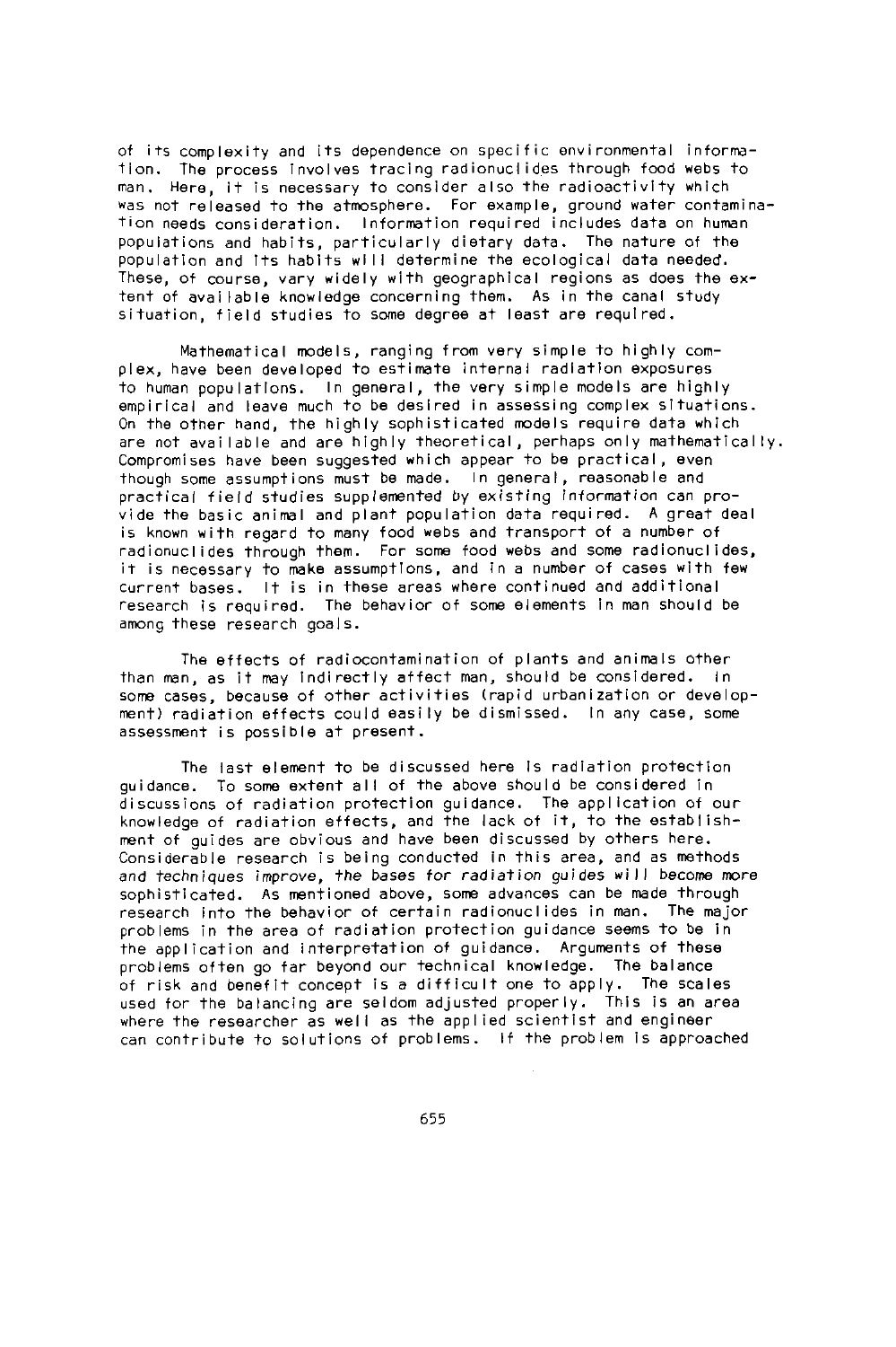of its complexity and its dependence on specific environmental information. The process involves tracing radionuclides through food webs to man. Here, it is necessary to consider also the radioactivity which was not released to the atmosphere. For example, ground water contamination needs consideration. Information required includes data on human populations and habits, particularly dietary data. The nature of the population and its habits will determine the ecological data needed. These, of course, vary widely with geographical regions as does the extent of available knowledge concerning them. As in the canal study situation, field studies to some degree at least are required.

Mathematical models, ranging from very simple to highly complex, have been developed to estimate internal radiation exposures to human populations. In general, the very simple models are highly empirical and leave much to be desired in assessing complex situations. On the other hand, the highly sophisticated models require data which are not available and are highly theoretical, perhaps only mathematically. Compromises have been suggested which appear to be practical, even though some assumptions must be made. In general, reasonable and practical field studies supplemented by existing information can provide the basic animal and plant population data required. A great deal is known with regard to many food webs and transport of a number of radionuclides through them. For some food webs and some radionuclides, it is necessary to make assumptions, and in a number of cases with few current bases. It is in these areas where continued and additional research is required. The behavior of some elements in man should be among these research goals.

The effects of radiocontamination of plants and animals other than man, as it may indirectly affect man, should be considered. In some cases, because of other activities (rapid urbanization or development) radiation effects could easily be dismissed. In any case, some assessment is possible at present.

The last element to be discussed here is radiation protection guidance. To some extent all of the above should be considered in discussions of radiation protection guidance. The application of our knowledge of radiation effects, and the lack of it, to the establishment of guides are obvious and have been discussed by others here. Considerable research is being conducted in this area, and as methods and techniques improve, the bases for radiation guides will become more sophisticated. As mentioned above, some advances can be made through research into the behavior of certain radionuclides in man. The major problems in the area of radiation protection guidance seems to be in the application and interpretation of guidance. Arguments of these problems often go far beyond our technical knowledge. The balance of risk and benefit concept is a difficult one to apply. The scales used for the balancing are seldom adjusted properly. This is an area where the researcher as well as the applied scientist and engineer can contribute to solutions of problems. If the problem is approached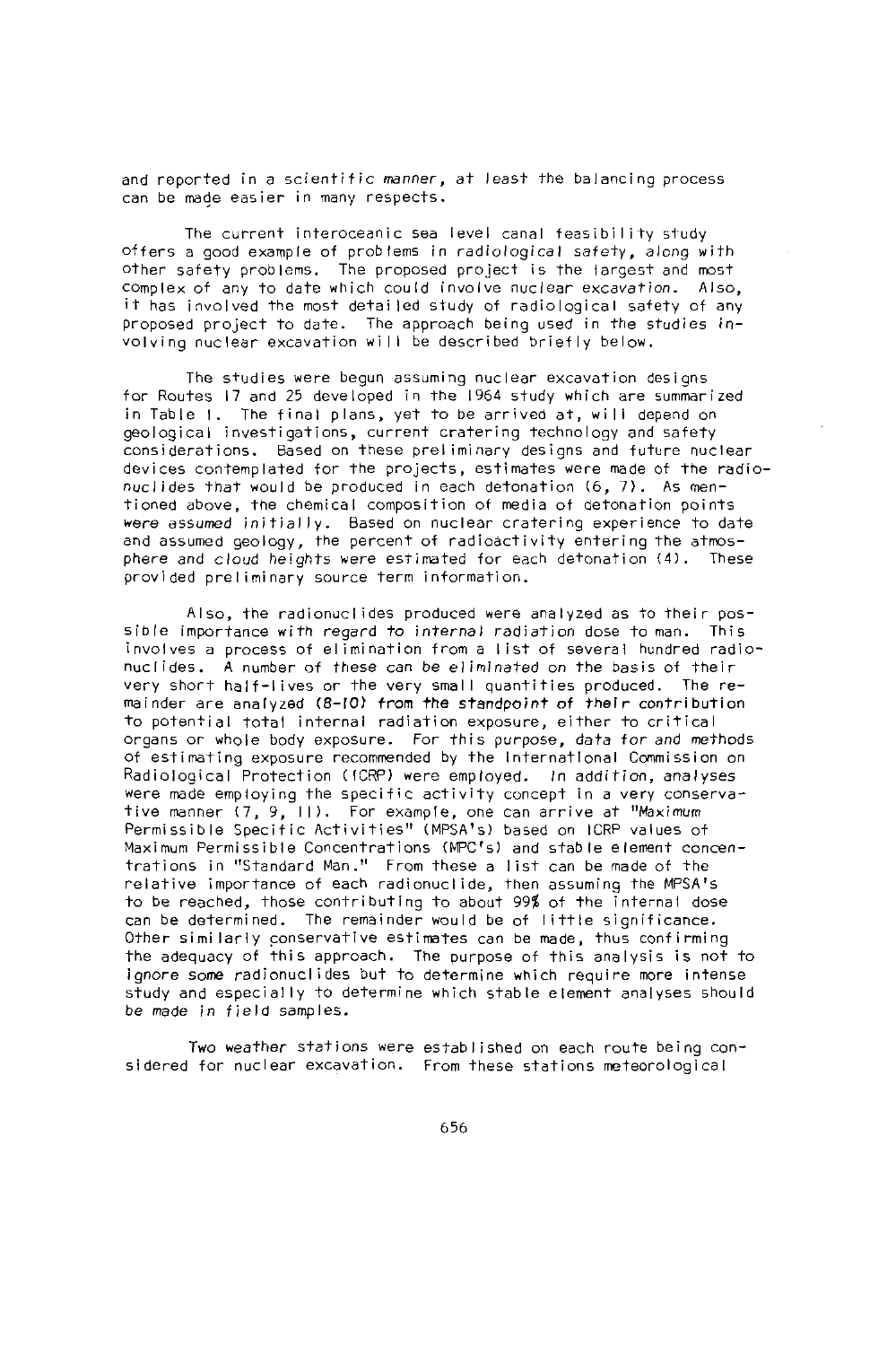and reported in a scientific manner, at least the balancing process can be made easier in many respects.

The current interoceanic sea level canal feasibility study offers a good example of problems in radiological safety, along with other safety problems. The proposed project is the largest and most complex of any to date which could involve nuclear excavation. Also, it has involved the most detailed study of radiological safety of any proposed project to date. The approach being used in the studies involving nuclear excavation will be described briefly below.

The studies were begun assuming nuclear excavation designs for Routes 17 and 25 developed in the 1964 study which are summarized in Table I. The final plans, yet to be arrived at, will depend on geological investigations, current cratering technology and safety considerations. Based on these preliminary designs and future nuclear devices contemplated for the projects, estimates were made of the radionuclides that would be produced in each detonation (6, 7). As mentioned above, the chemical composition of media of detonation points were assumed initially. Based on nuclear cratering experience to date and assumed geology, the percent of radioactivity entering the atmosphere and cloud heights were estimated for each detonation (4). These provided preliminary source term information.

Also, the radionuclides produced were analyzed as to their possible importance with regard to internal radiation dose to man. This involves a process of elimination from a list of several hundred radionuclides. A number of these can be eliminated on the basis of their very short half-lives or the very small quantities produced. The remainder are analyzed (8-10) from the standpoint of their contribution to potential total internal radiation exposure, either to critical organs or whole body exposure. For this purpose, data for and methods of estimating exposure recommended by the International Commission on Radiological Protection (ICRP) were employed. In addition, analyses were made employing the specific activity concept in a very conservative manner (7, 9, 11). For example, one can arrive at "Maximum Permissible Specific Activities" (MPSA's) based on ICRP values of Maximum Permissible Concentrations (MPC's) and stable element concentrations in "Standard Man." From these a list can be made of the relative importance of each radionuclide, then assuming the MPSA's to be reached, those contributing to about 99% of the internal dose can be determined. The remainder would be of little significance. Other similarly conservative estimates can be made, thus confirming the adequacy of this approach. The purpose of this analysis is not to ignore some radionuclides but to determine which require more intense study and especially to determine which stable element analyses should be made in field samples.

Two weather stations were established on each route being considered for nuclear excavation. From these stations meteorological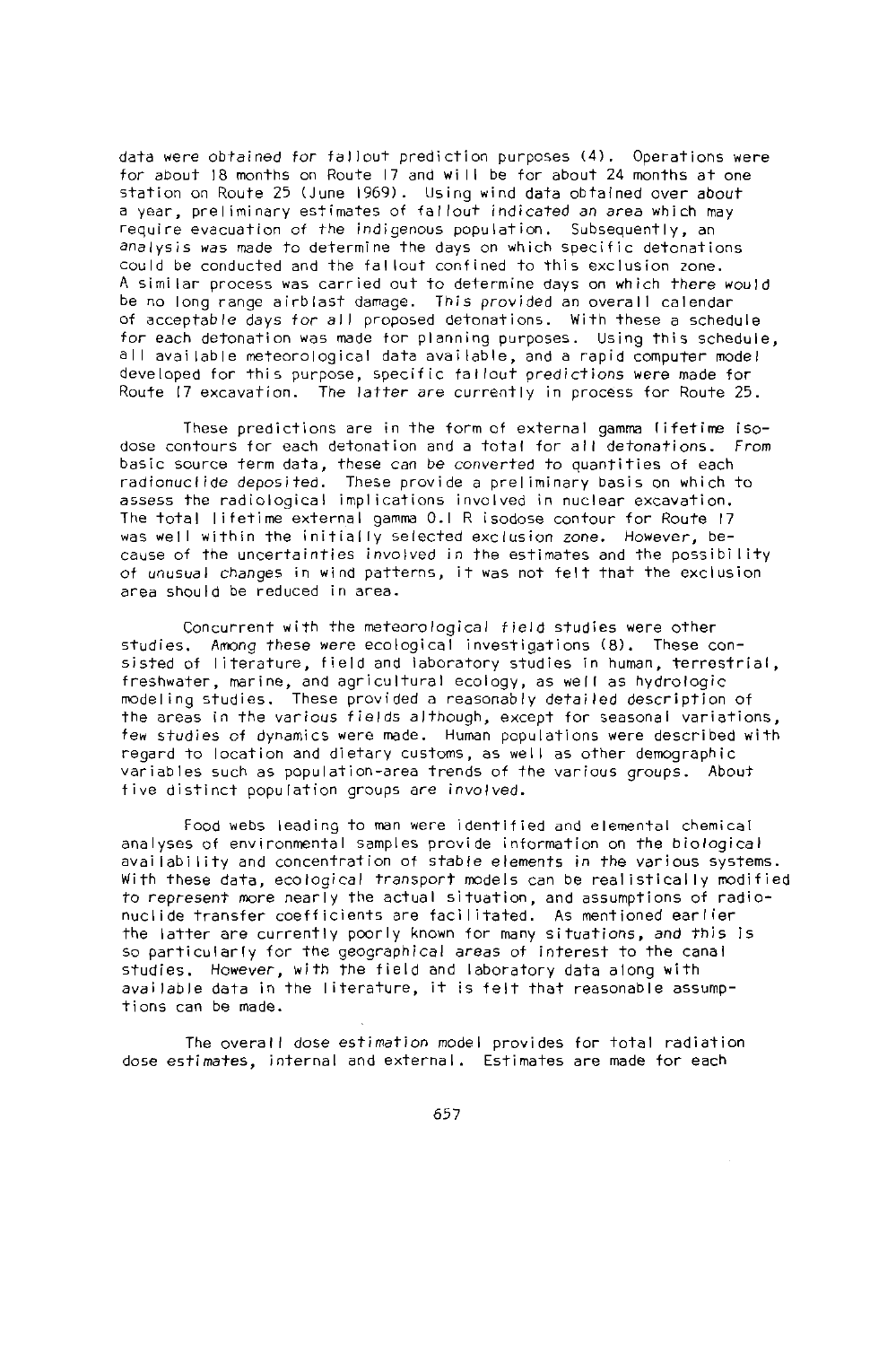data were obtained for fallout prediction purposes (4). Operations were for about 18 months on Route 17 and will be for about 24 months at one station on Route 25 (June 1969). Using wind data obtained over about a year, preliminary estimates of fallout indicated an area which may require evacuation of the indigenous population. Subsequently, an analysis was made to determine the days on which specific detonations could be conducted and the fallout confined to this exclusion zone. A similar process was carried out to determine days on which there would be no long range airblast damage. This provided an overall calendar of acceptable days for all proposed detonations. With these a schedule for each detonation was made for planning purposes. Using this schedule, all available meteorological data available, and a rapid computer model developed for this purpose, specific fallout predictions were made for Route 17 excavation. The latter are currently in process for Route 25.

These predictions are in the form of external gamma lifetime isodose contours for each detonation and a total for all detonations. From basic source term data, these can be converted to quantities of each radionuclide deposited. These provide a preliminary basis on which to assess the radiological implications involved in nuclear excavation. The total lifetime external gamma 0.1 R isodose contour for Route 17 was well within the initially selected exclusion zone. However, because of the uncertainties involved in the estimates and the possibility of unusual changes in wind patterns, it was not felt that the exclusion area should be reduced in area.

Concurrent with the meteorological field studies were other studies. Among these were ecological investigations (8). These consisted of literature, field and laboratory studies in human, terrestrial, freshwater, marine, and agricultural ecology, as well as hydrologic modeling studies. These provided a reasonably detailed description of the areas in the various fields although, except for seasonal variations, few studies of dynamics were made. Human populations were described with regard to location and dietary customs, as well as other demographic variables such as population-area trends of the various groups. About five distinct population groups are involved.

Food webs leading to man were identified and elemental chemical analyses of environmental samples provide information on the biological availability and concentration of stable elements in the various systems. With these data, ecological transport models can be realistically modified to represent more nearly the actual situation, and assumptions of radionuclide transfer coefficients are facilitated. As mentioned earlier the latter are currently poorly known for many situations, and this is so particularly for the geographical areas of interest to the canal studies. However, with the field and laboratory data along with available data in the literature, it is felt that reasonable assumptions can be made.

The overall dose estimation model provides for total radiation dose estimates, internal and external. Estimates are made for each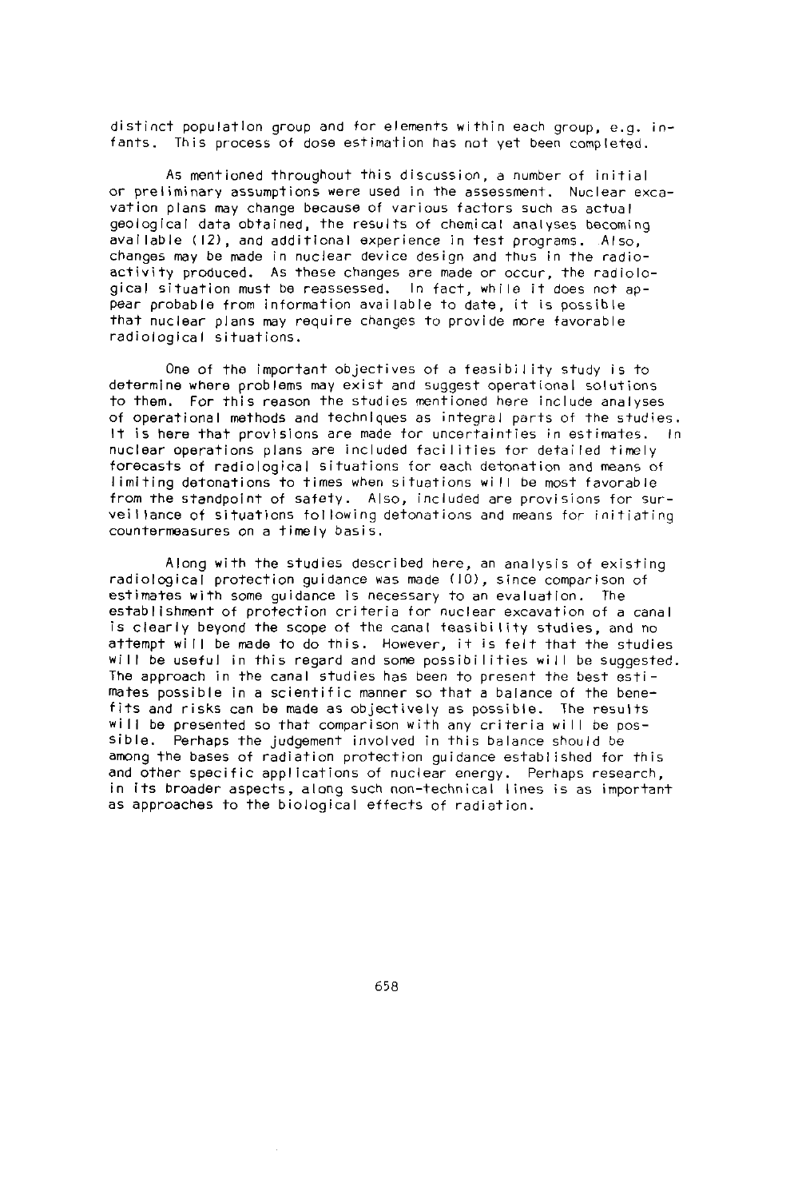distinct population group and for elements within each group, e.g. infants. This process of dose estimation has not yet been completed.

As mentioned throughout this discussion, a number of initial or preliminary assumptions were used in the assessment. Nuclear excavation plans may change because of various factors such as actual geological data obtained, the results of chemical analyses becoming available (12), and additional experience in test programs. Also, changes may be made in nuclear device design and thus in the radioactivity produced. As these changes are made or occur, the radiological situation must be reassessed. In fact, while it does not appear probable from information available to date, it is possible that nuclear plans may require changes to provide more favorable radiological situations.

One of the important objectives of a feasibility study is to determine where problems may exist and suggest operational solutions to them. For this reason the studies mentioned here include analyses of operational methods and techniques as integral parts of the studies. It is here that provisions are made for uncertainties in estimates. In nuclear operations plans are included facilities for detailed timely forecasts of radiological situations for each detonation and means of limiting detonations to times when situations will be most favorable from the standpoint of safety. Also, included are provisions for surveillance of situations following detonations and means for initiating countermeasures on a timely basis.

Along with the studies described here, an analysis of existing radiological protection guidance was made (10), since comparison of estimates with some guidance is necessary to an evaluation. The establishment of protection criteria for nuclear excavation of a canal is clearly beyond the scope of the canal feasibility studies, and no attempt will be made to do this. However, it is felt that the studies will be useful in this regard and some possibilities will be suggested. The approach in the canal studies has been to present the best estimates possible in a scientific manner so that a balance of the benefits and risks can be made as objectively as possible. The results will be presented so that comparison with any criteria will be possible. Perhaps the judgement involved in this balance should be among the bases of radiation protection guidance established for this and other specific applications of nuclear energy. Perhaps research, in its broader aspects, along such non-technical lines is as important as approaches to the biological effects of radiation.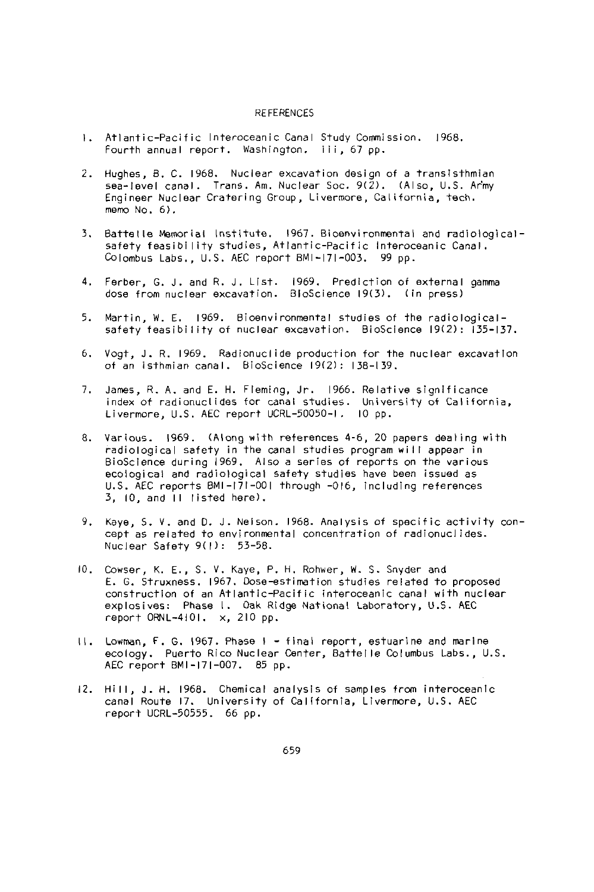## REFERENCES

1. Atlantic-Pacific Interoceanic Canal Study Commission. 1968. Fourth annual report. Washington. iii, 67 pp.

2. Hughes, B. C. 1968. Nuclear excavation design of a transisthmian sea-level canal. Trans. Am. Nuclear Soc. 9(2). (Also, U.S. Army Engineer Nuclear Cratering Group, Livermore, California, tech. memo No. 6).

3. Battelle Memorial Institute. 1967. Bioenvironmental and radiological-safety feasibility studies, Atlantic-Pacific Interoceanic Canal. Colombus Labs., U.S. AEC report BMI-171-003. 99 pp.

4. Ferber, G. J. and R. J. List. 1969. Prediction of external gamma dose from nuclear excavation. BioScience 19(3). (in press)

5. Martin, W. E. 1969. Bioenvironmental studies of the radiological-safety feasibility of nuclear excavation. BioScience 19(2): 135-137.

6. Vogt, J. R. 1969. Radionuclide production for the nuclear excavation of an isthmian canal. BioScience 19(2): 138-139.

7. James, R. A. and E. H. Fleming, Jr. 1966. Relative significance index of radionuclides for canal studies. University of California, Livermore, U.S. AEC report UCRL-50050-1. 10 pp.

8. Various. 1969. (Along with references 4-6, 20 papers dealing with radiological safety in the canal studies program will appear in BioScience during 1969. Also a series of reports on the various ecological and radiological safety studies have been issued as U.S. AEC reports BMI-171-001 through -016, including references 3, 10, and 11 listed here).

9. Kaye, S. V. and D. J. Nelson. 1968. Analysis of specific activity concept as related to environmental concentration of radionuclides. Nuclear Safety 9(1): 53-58.

10. Cowser, K. E., S. V. Kaye, P. H. Rohwer, W. S. Snyder and E. G. Struxness. 1967. Dose-estimation studies related to proposed construction of an Atlantic-Pacific interoceanic canal with nuclear explosives: Phase I. Oak Ridge National Laboratory, U.S. AEC report ORNL-4101. x, 210 pp.

11. Lowman, F. G. 1967. Phase I - final report, estuarine and marine ecology. Puerto Rico Nuclear Center, Battelle Columbus Labs., U.S. AEC report BMI-171-007. 85 pp.

12. Hill, J. H. 1968. Chemical analysis of samples from interoceanic canal Route 17. University of California, Livermore, U.S. AEC report UCRL-50555. 66 pp.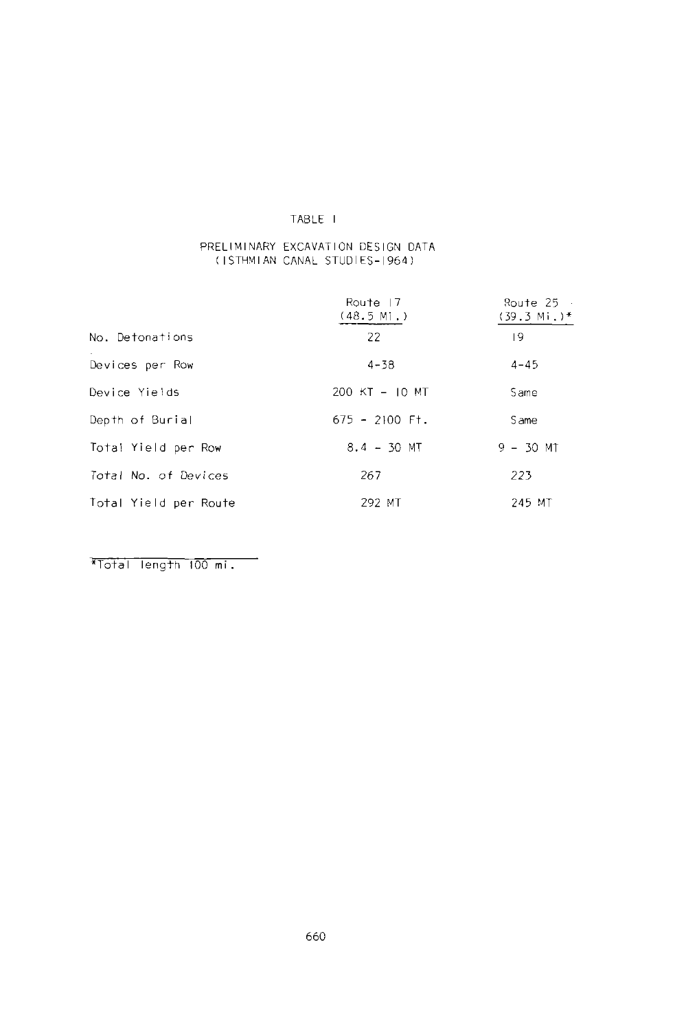TABLE I

PRELIMINARY EXCAVATION DESIGN DATA
(ISTHMIAN CANAL STUDIES-1964)

| | Route 17 (48.5 Mi.) | Route 25 (39.3 Mi.)* |
|---|---|---|
| No. Detonations | 22 | 19 |
| Devices per Row | 4-38 | 4-45 |
| Device Yields | 200 KT - 10 MT | Same |
| Depth of Burial | 675 - 2100 Ft. | Same |
| Total Yield per Row | 8.4 - 30 MT | 9 - 30 MT |
| *Total No. of Devices* | 267 | 223 |
| Total Yield per Route | 292 MT | 245 MT |

*Total length 100 mi.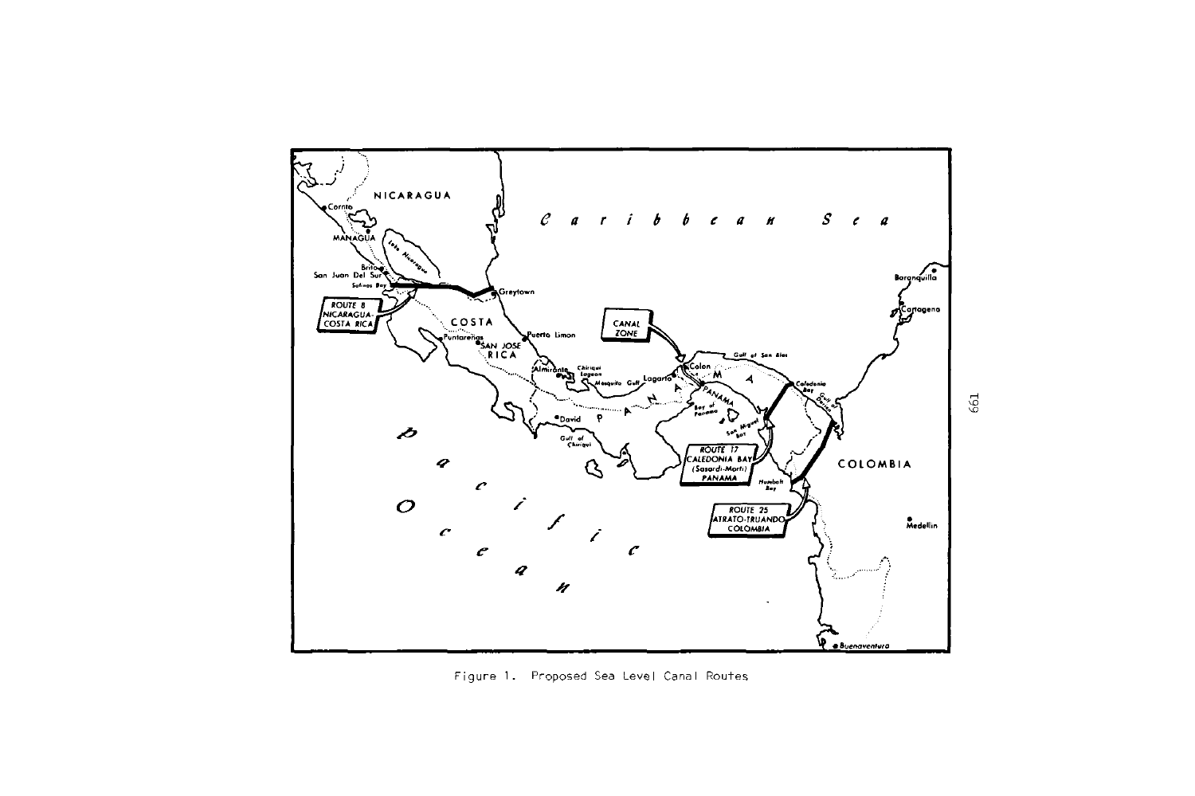Figure 1. Proposed Sea Level Canal Routes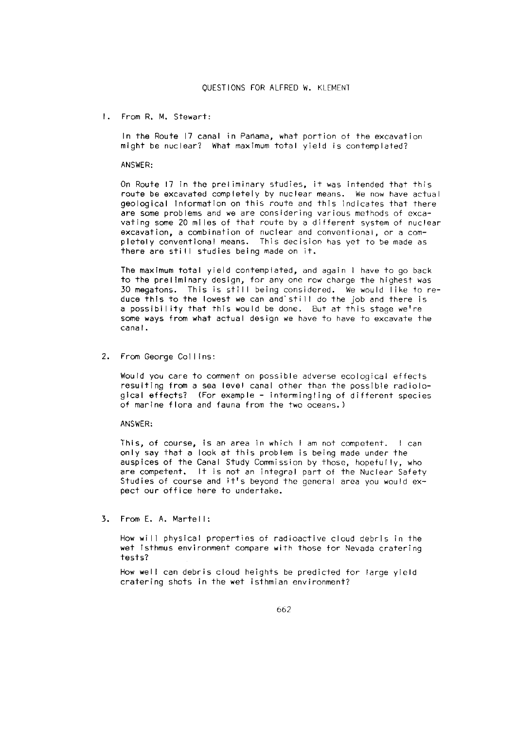## QUESTIONS FOR ALFRED W. KLEMENT

1. From R. M. Stewart:

   In the Route 17 canal in Pañama, what portion of the excavation might be nuclear? What maximum total yield is contemplated?

   ANSWER:

   On Route 17 in the preliminary studies, it was intended that this route be excavated completely by nuclear means. We now have actual geological information on this route and this indicates that there are some problems and we are considering various methods of excavating some 20 miles of that route by a different system of nuclear excavation, a combination of nuclear and conventional, or a completely conventional means. This decision has yet to be made as there are still studies being made on it.

   The maximum total yield contemplated, and again I have to go back to the preliminary design, for any one row charge the highest was 30 megatons. This is still being considered. We would like to reduce this to the lowest we can and still do the job and there is a possibility that this would be done. But at this stage we're some ways from what actual design we have to have to excavate the canal.

2. From George Collins:

   Would you care to comment on possible adverse ecological effects resulting from a sea level canal other than the possible radiological effects? (For example - intermingling of different species of marine flora and fauna from the two oceans.)

   ANSWER:

   This, of course, is an area in which I am not competent. I can only say that a look at this problem is being made under the auspices of the Canal Study Commission by those, hopefully, who are competent. It is not an integral part of the Nuclear Safety Studies of course and it's beyond the general area you would expect our office here to undertake.

3. From E. A. Martell:

   How will physical properties of radioactive cloud debris in the wet Isthmus environment compare with those for Nevada cratering tests?

   How well can debris cloud heights be predicted for large yield cratering shots in the wet isthmian environment?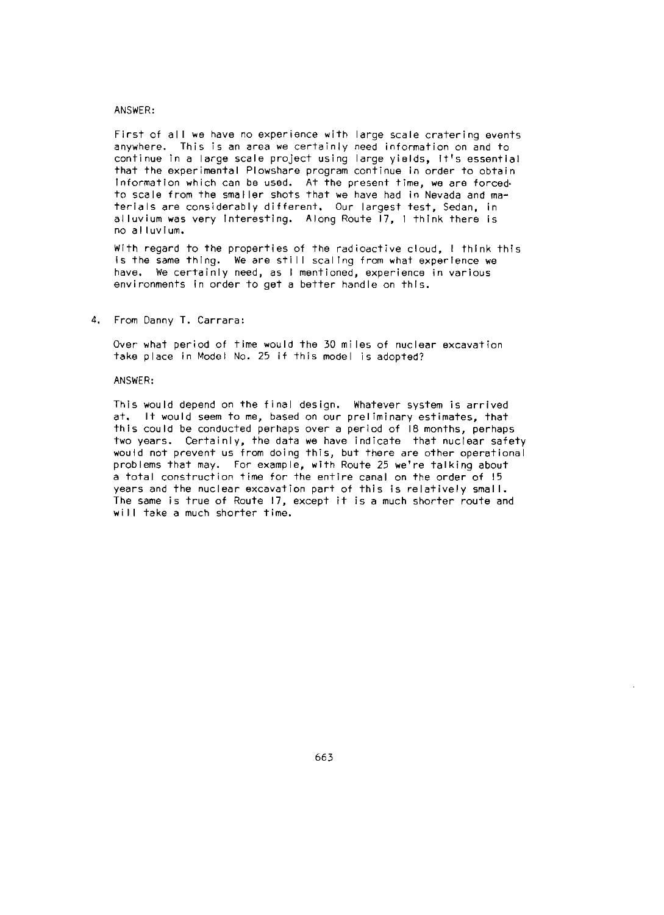ANSWER:

First of all we have no experience with large scale cratering events anywhere. This is an area we certainly need information on and to continue in a large scale project using large yields, it's essential that the experimental Plowshare program continue in order to obtain information which can be used. At the present time, we are forced to scale from the smaller shots that we have had in Nevada and materials are considerably different. Our largest test, Sedan, in alluvium was very interesting. Along Route 17, I think there is no alluvium.

With regard to the properties of the radioactive cloud, I think this is the same thing. We are still scaling from what experience we have. We certainly need, as I mentioned, experience in various environments in order to get a better handle on this.

4. From Danny T. Carrara:

   Over what period of time would the 30 miles of nuclear excavation take place in Model No. 25 if this model is adopted?

   ANSWER:

   This would depend on the final design. Whatever system is arrived at. It would seem to me, based on our preliminary estimates, that this could be conducted perhaps over a period of 18 months, perhaps two years. Certainly, the data we have indicate that nuclear safety would not prevent us from doing this, but there are other operational problems that may. For example, with Route 25 we're talking about a total construction time for the entire canal on the order of 15 years and the nuclear excavation part of this is relatively small. The same is true of Route 17, except it is a much shorter route and will take a much shorter time.